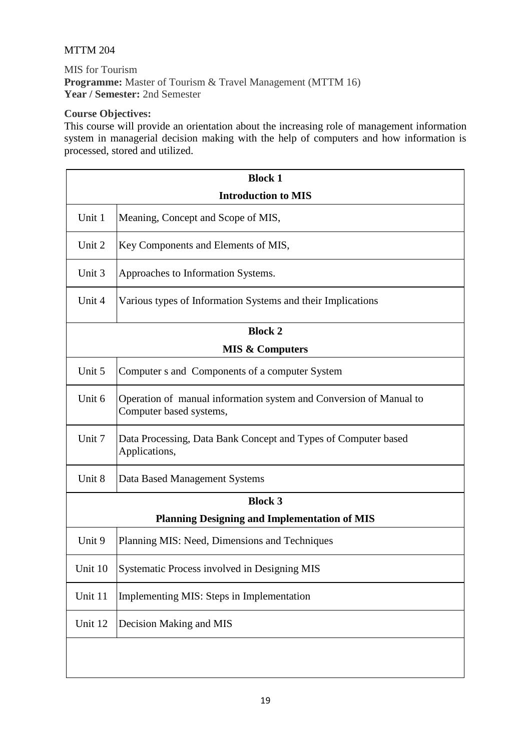MTTM 204

MIS for Tourism
**Programme:** Master of Tourism & Travel Management (MTTM 16)
**Year / Semester:** 2nd Semester

**Course Objectives:**
This course will provide an orientation about the increasing role of management information system in managerial decision making with the help of computers and how information is processed, stored and utilized.

| | |
|---|---|
| **Block 1** | |
| **Introduction to MIS** | |
| Unit 1 | Meaning, Concept and Scope of MIS, |
| Unit 2 | Key Components and Elements of MIS, |
| Unit 3 | Approaches to Information Systems. |
| Unit 4 | Various types of Information Systems and their Implications |
| **Block 2** | |
| **MIS & Computers** | |
| Unit 5 | Computer s and Components of a computer System |
| Unit 6 | Operation of manual information system and Conversion of Manual to Computer based systems, |
| Unit 7 | Data Processing, Data Bank Concept and Types of Computer based Applications, |
| Unit 8 | Data Based Management Systems |
| **Block 3** | |
| **Planning Designing and Implementation of MIS** | |
| Unit 9 | Planning MIS: Need, Dimensions and Techniques |
| Unit 10 | Systematic Process involved in Designing MIS |
| Unit 11 | Implementing MIS: Steps in Implementation |
| Unit 12 | Decision Making and MIS |
| | |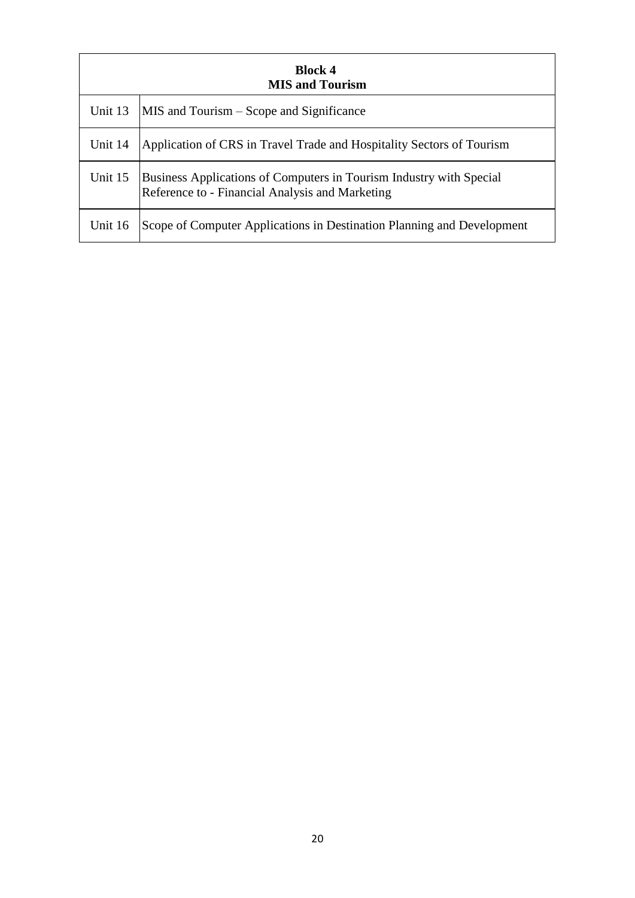| **Block 4**<br>**MIS and Tourism** | |
|---|---|
| Unit 13 | MIS and Tourism – Scope and Significance |
| Unit 14 | Application of CRS in Travel Trade and Hospitality Sectors of Tourism |
| Unit 15 | Business Applications of Computers in Tourism Industry with Special Reference to - Financial Analysis and Marketing |
| Unit 16 | Scope of Computer Applications in Destination Planning and Development |